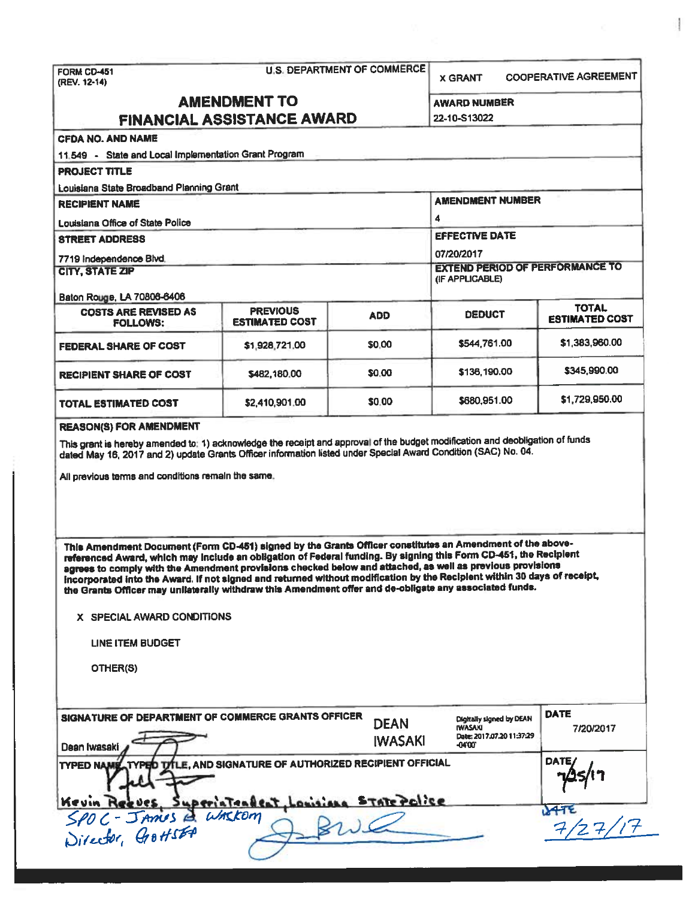FORM CD-451
(REV. 12-14)

U.S. DEPARTMENT OF COMMERCE

X GRANT    COOPERATIVE AGREEMENT

# AMENDMENT TO FINANCIAL ASSISTANCE AWARD

**AWARD NUMBER**
22-10-S13022

**CFDA NO. AND NAME**
11.549 - State and Local Implementation Grant Program

**PROJECT TITLE**
Louisiana State Broadband Planning Grant

**RECIPIENT NAME**
Louisiana Office of State Police

**AMENDMENT NUMBER**
4

**STREET ADDRESS**
7719 Independence Blvd.

**EFFECTIVE DATE**
07/20/2017

**CITY, STATE ZIP**
Baton Rouge, LA 70806-6406

**EXTEND PERIOD OF PERFORMANCE TO (IF APPLICABLE)**

| COSTS ARE REVISED AS FOLLOWS: | PREVIOUS ESTIMATED COST | ADD | DEDUCT | TOTAL ESTIMATED COST |
|---|---|---|---|---|
| FEDERAL SHARE OF COST | $1,928,721.00 | $0.00 | $544,761.00 | $1,383,960.00 |
| RECIPIENT SHARE OF COST | $482,180.00 | $0.00 | $136,190.00 | $345,990.00 |
| TOTAL ESTIMATED COST | $2,410,901.00 | $0.00 | $680,951.00 | $1,729,950.00 |

**REASON(S) FOR AMENDMENT**

This grant is hereby amended to: 1) acknowledge the receipt and approval of the budget modification and deobligation of funds dated May 16, 2017 and 2) update Grants Officer information listed under Special Award Condition (SAC) No. 04.

All previous terms and conditions remain the same.

**This Amendment Document (Form CD-451) signed by the Grants Officer constitutes an Amendment of the above-referenced Award, which may include an obligation of Federal funding. By signing this Form CD-451, the Recipient agrees to comply with the Amendment provisions checked below and attached, as well as previous provisions incorporated into the Award. If not signed and returned without modification by the Recipient within 30 days of receipt, the Grants Officer may unilaterally withdraw this Amendment offer and de-obligate any associated funds.**

X SPECIAL AWARD CONDITIONS

LINE ITEM BUDGET

OTHER(S)

**SIGNATURE OF DEPARTMENT OF COMMERCE GRANTS OFFICER**
Dean Iwasaki

DEAN IWASAKI — Digitally signed by DEAN IWASAKI Date: 2017.07.20 11:37:29 -04'00'

**DATE**
7/20/2017

**TYPED NAME, TYPED TITLE, AND SIGNATURE OF AUTHORIZED RECIPIENT OFFICIAL**

Kevin Reeves, Superintendent, Louisiana State Police

**DATE**
7/25/17

SPOC - James B. Waskom
Director, GOHSEP

DATE
7/27/17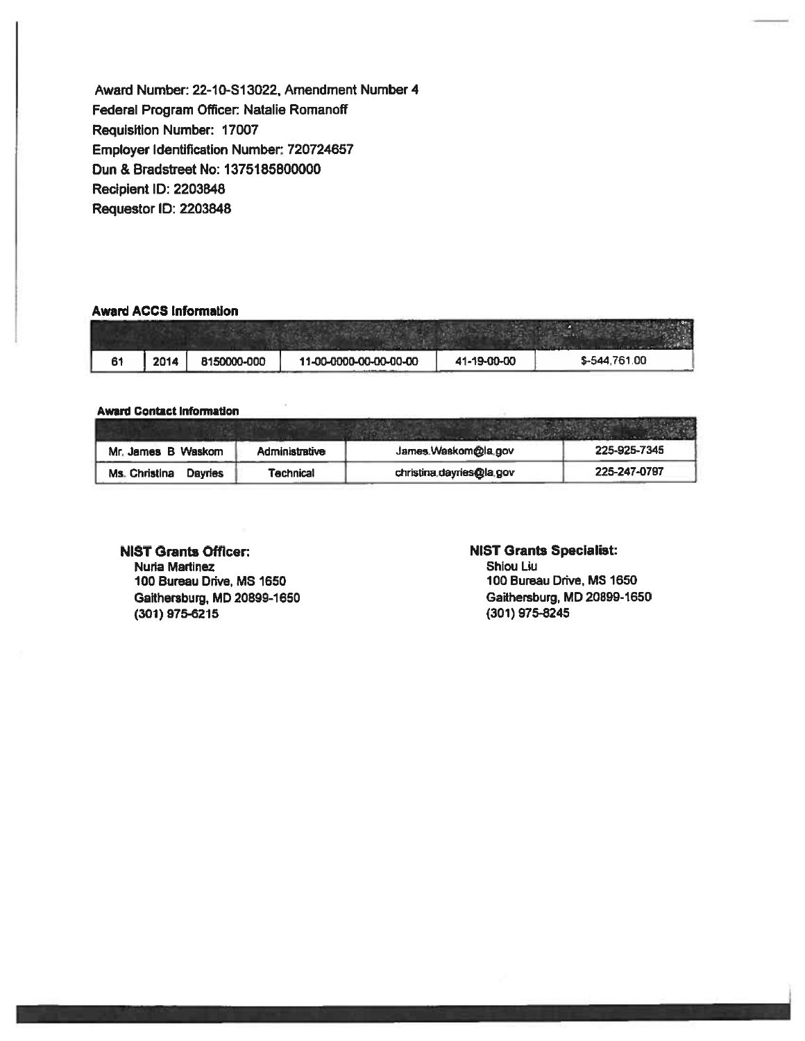Award Number: 22-10-S13022, Amendment Number 4
Federal Program Officer: Natalie Romanoff
Requisition Number: 17007
Employer Identification Number: 720724657
Dun & Bradstreet No: 1375185800000
Recipient ID: 2203848
Requestor ID: 2203848

**Award ACCS Information**

| | | | | | |
|---|---|---|---|---|---|
| 61 | 2014 | 8150000-000 | 11-00-0000-00-00-00-00 | 41-19-00-00 | $-544,761.00 |

**Award Contact Information**

| | | | |
|---|---|---|---|
| Mr. James B Waskom | Administrative | James.Waskom@la.gov | 225-925-7345 |
| Ms. Christina Dayries | Technical | christina.dayries@la.gov | 225-247-0797 |

**NIST Grants Officer:**
Nuria Martinez
100 Bureau Drive, MS 1650
Gaithersburg, MD 20899-1650
(301) 975-6215

**NIST Grants Specialist:**
Shiou Liu
100 Bureau Drive, MS 1650
Gaithersburg, MD 20899-1650
(301) 975-8245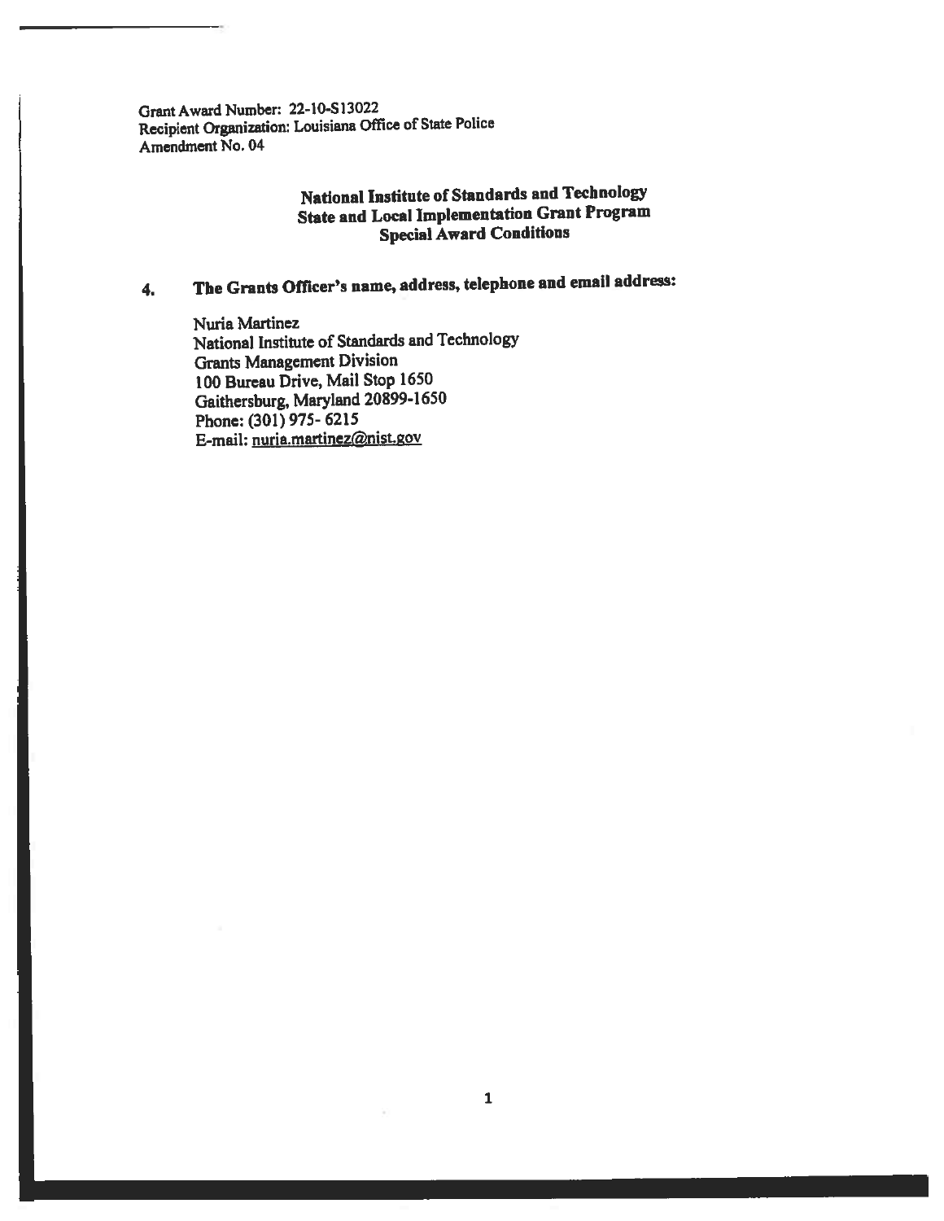Grant Award Number: 22-10-S13022
Recipient Organization: Louisiana Office of State Police
Amendment No. 04

**National Institute of Standards and Technology**
**State and Local Implementation Grant Program**
**Special Award Conditions**

**4. The Grants Officer's name, address, telephone and email address:**

Nuria Martinez
National Institute of Standards and Technology
Grants Management Division
100 Bureau Drive, Mail Stop 1650
Gaithersburg, Maryland 20899-1650
Phone: (301) 975- 6215
E-mail: nuria.martinez@nist.gov